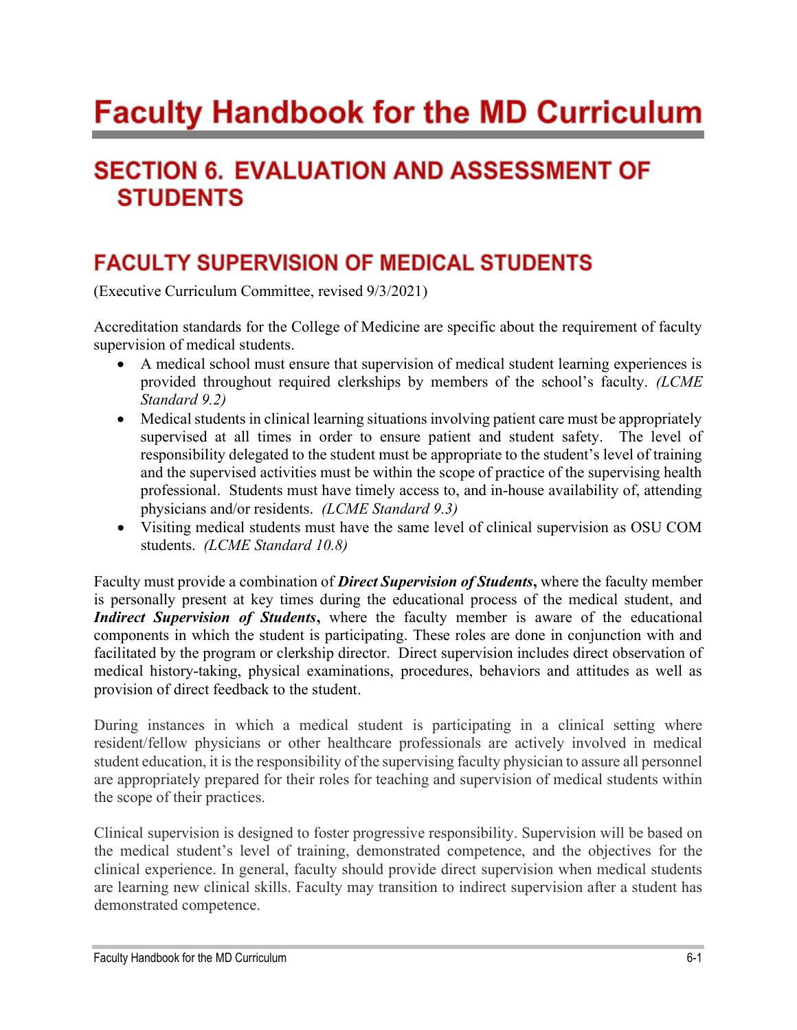# Faculty Handbook for the MD Curriculum

## SECTION 6. EVALUATION AND ASSESSMENT OF STUDENTS

## FACULTY SUPERVISION OF MEDICAL STUDENTS

(Executive Curriculum Committee, revised 9/3/2021)

Accreditation standards for the College of Medicine are specific about the requirement of faculty supervision of medical students.

- A medical school must ensure that supervision of medical student learning experiences is provided throughout required clerkships by members of the school's faculty. *(LCME Standard 9.2)*
- Medical students in clinical learning situations involving patient care must be appropriately supervised at all times in order to ensure patient and student safety. The level of responsibility delegated to the student must be appropriate to the student's level of training and the supervised activities must be within the scope of practice of the supervising health professional. Students must have timely access to, and in-house availability of, attending physicians and/or residents. *(LCME Standard 9.3)*
- Visiting medical students must have the same level of clinical supervision as OSU COM students. *(LCME Standard 10.8)*

Faculty must provide a combination of ***Direct Supervision of Students*****,** where the faculty member is personally present at key times during the educational process of the medical student, and ***Indirect Supervision of Students*****,** where the faculty member is aware of the educational components in which the student is participating. These roles are done in conjunction with and facilitated by the program or clerkship director. Direct supervision includes direct observation of medical history-taking, physical examinations, procedures, behaviors and attitudes as well as provision of direct feedback to the student.

During instances in which a medical student is participating in a clinical setting where resident/fellow physicians or other healthcare professionals are actively involved in medical student education, it is the responsibility of the supervising faculty physician to assure all personnel are appropriately prepared for their roles for teaching and supervision of medical students within the scope of their practices.

Clinical supervision is designed to foster progressive responsibility. Supervision will be based on the medical student's level of training, demonstrated competence, and the objectives for the clinical experience. In general, faculty should provide direct supervision when medical students are learning new clinical skills. Faculty may transition to indirect supervision after a student has demonstrated competence.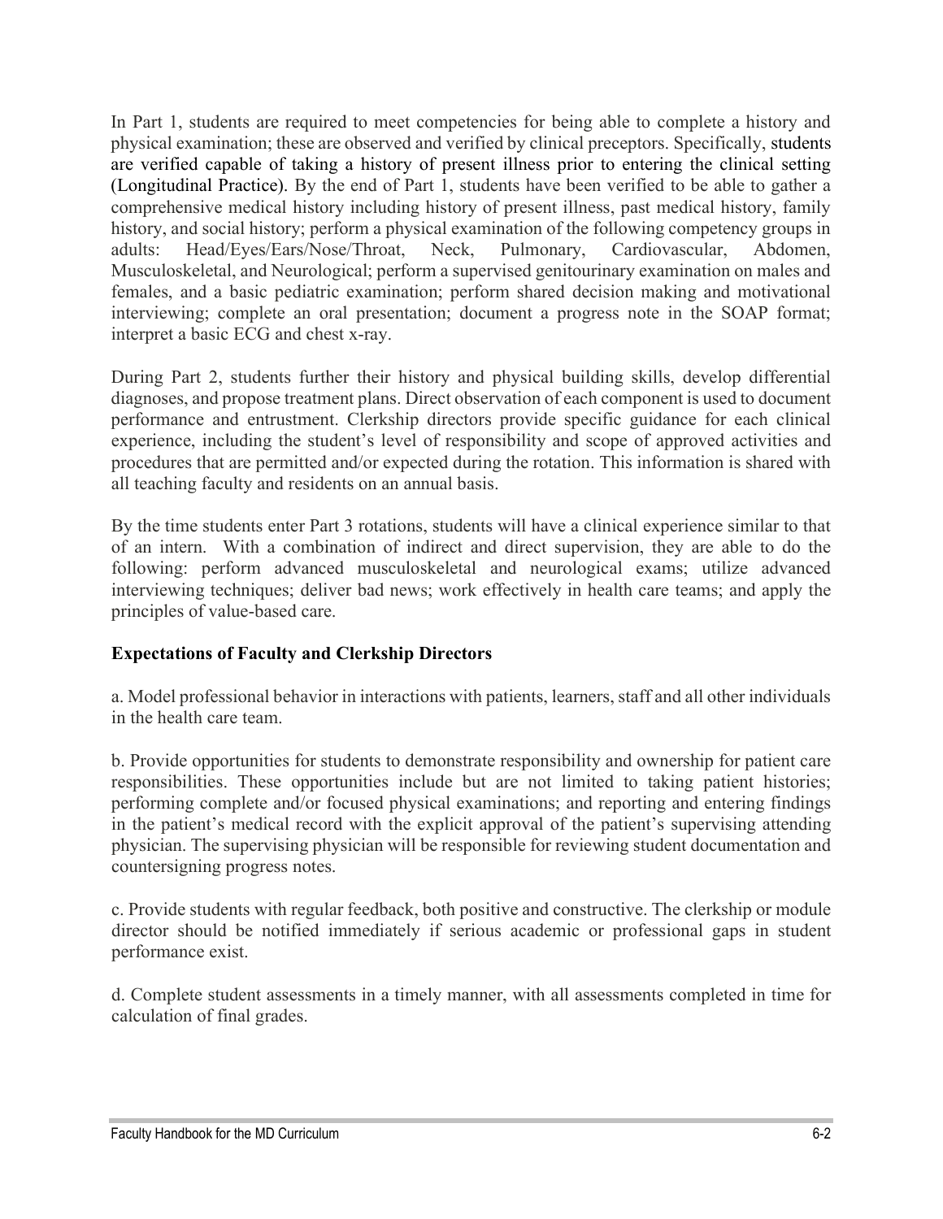In Part 1, students are required to meet competencies for being able to complete a history and physical examination; these are observed and verified by clinical preceptors. Specifically, students are verified capable of taking a history of present illness prior to entering the clinical setting (Longitudinal Practice). By the end of Part 1, students have been verified to be able to gather a comprehensive medical history including history of present illness, past medical history, family history, and social history; perform a physical examination of the following competency groups in adults: Head/Eyes/Ears/Nose/Throat, Neck, Pulmonary, Cardiovascular, Abdomen, Musculoskeletal, and Neurological; perform a supervised genitourinary examination on males and females, and a basic pediatric examination; perform shared decision making and motivational interviewing; complete an oral presentation; document a progress note in the SOAP format; interpret a basic ECG and chest x-ray.

During Part 2, students further their history and physical building skills, develop differential diagnoses, and propose treatment plans. Direct observation of each component is used to document performance and entrustment. Clerkship directors provide specific guidance for each clinical experience, including the student's level of responsibility and scope of approved activities and procedures that are permitted and/or expected during the rotation. This information is shared with all teaching faculty and residents on an annual basis.

By the time students enter Part 3 rotations, students will have a clinical experience similar to that of an intern. With a combination of indirect and direct supervision, they are able to do the following: perform advanced musculoskeletal and neurological exams; utilize advanced interviewing techniques; deliver bad news; work effectively in health care teams; and apply the principles of value-based care.

**Expectations of Faculty and Clerkship Directors**

a. Model professional behavior in interactions with patients, learners, staff and all other individuals in the health care team.

b. Provide opportunities for students to demonstrate responsibility and ownership for patient care responsibilities. These opportunities include but are not limited to taking patient histories; performing complete and/or focused physical examinations; and reporting and entering findings in the patient's medical record with the explicit approval of the patient's supervising attending physician. The supervising physician will be responsible for reviewing student documentation and countersigning progress notes.

c. Provide students with regular feedback, both positive and constructive. The clerkship or module director should be notified immediately if serious academic or professional gaps in student performance exist.

d. Complete student assessments in a timely manner, with all assessments completed in time for calculation of final grades.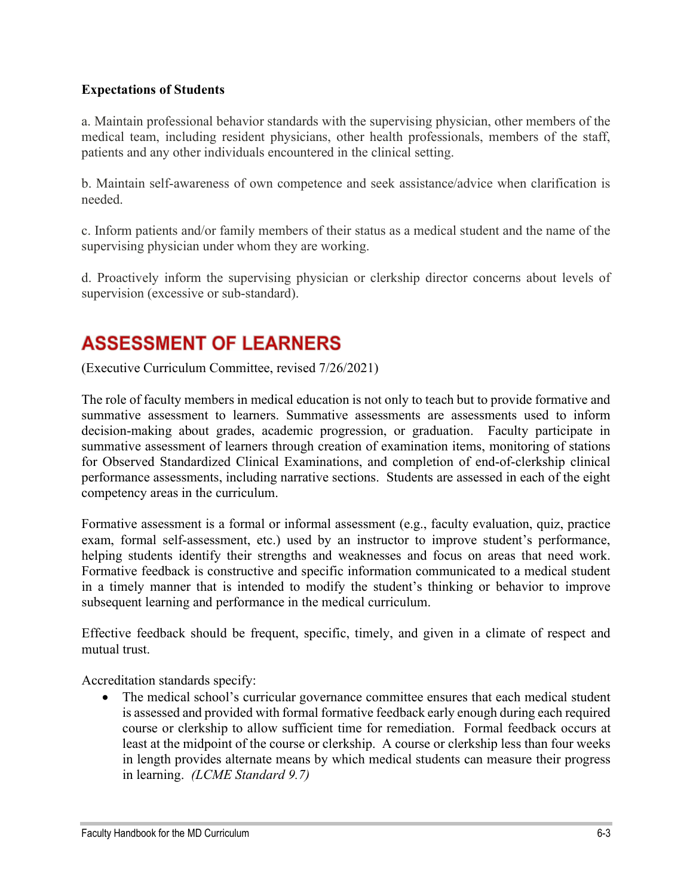**Expectations of Students**

a. Maintain professional behavior standards with the supervising physician, other members of the medical team, including resident physicians, other health professionals, members of the staff, patients and any other individuals encountered in the clinical setting.

b. Maintain self-awareness of own competence and seek assistance/advice when clarification is needed.

c. Inform patients and/or family members of their status as a medical student and the name of the supervising physician under whom they are working.

d. Proactively inform the supervising physician or clerkship director concerns about levels of supervision (excessive or sub-standard).

# ASSESSMENT OF LEARNERS

(Executive Curriculum Committee, revised 7/26/2021)

The role of faculty members in medical education is not only to teach but to provide formative and summative assessment to learners. Summative assessments are assessments used to inform decision-making about grades, academic progression, or graduation. Faculty participate in summative assessment of learners through creation of examination items, monitoring of stations for Observed Standardized Clinical Examinations, and completion of end-of-clerkship clinical performance assessments, including narrative sections. Students are assessed in each of the eight competency areas in the curriculum.

Formative assessment is a formal or informal assessment (e.g., faculty evaluation, quiz, practice exam, formal self-assessment, etc.) used by an instructor to improve student's performance, helping students identify their strengths and weaknesses and focus on areas that need work. Formative feedback is constructive and specific information communicated to a medical student in a timely manner that is intended to modify the student's thinking or behavior to improve subsequent learning and performance in the medical curriculum.

Effective feedback should be frequent, specific, timely, and given in a climate of respect and mutual trust.

Accreditation standards specify:

- The medical school's curricular governance committee ensures that each medical student is assessed and provided with formal formative feedback early enough during each required course or clerkship to allow sufficient time for remediation. Formal feedback occurs at least at the midpoint of the course or clerkship. A course or clerkship less than four weeks in length provides alternate means by which medical students can measure their progress in learning. *(LCME Standard 9.7)*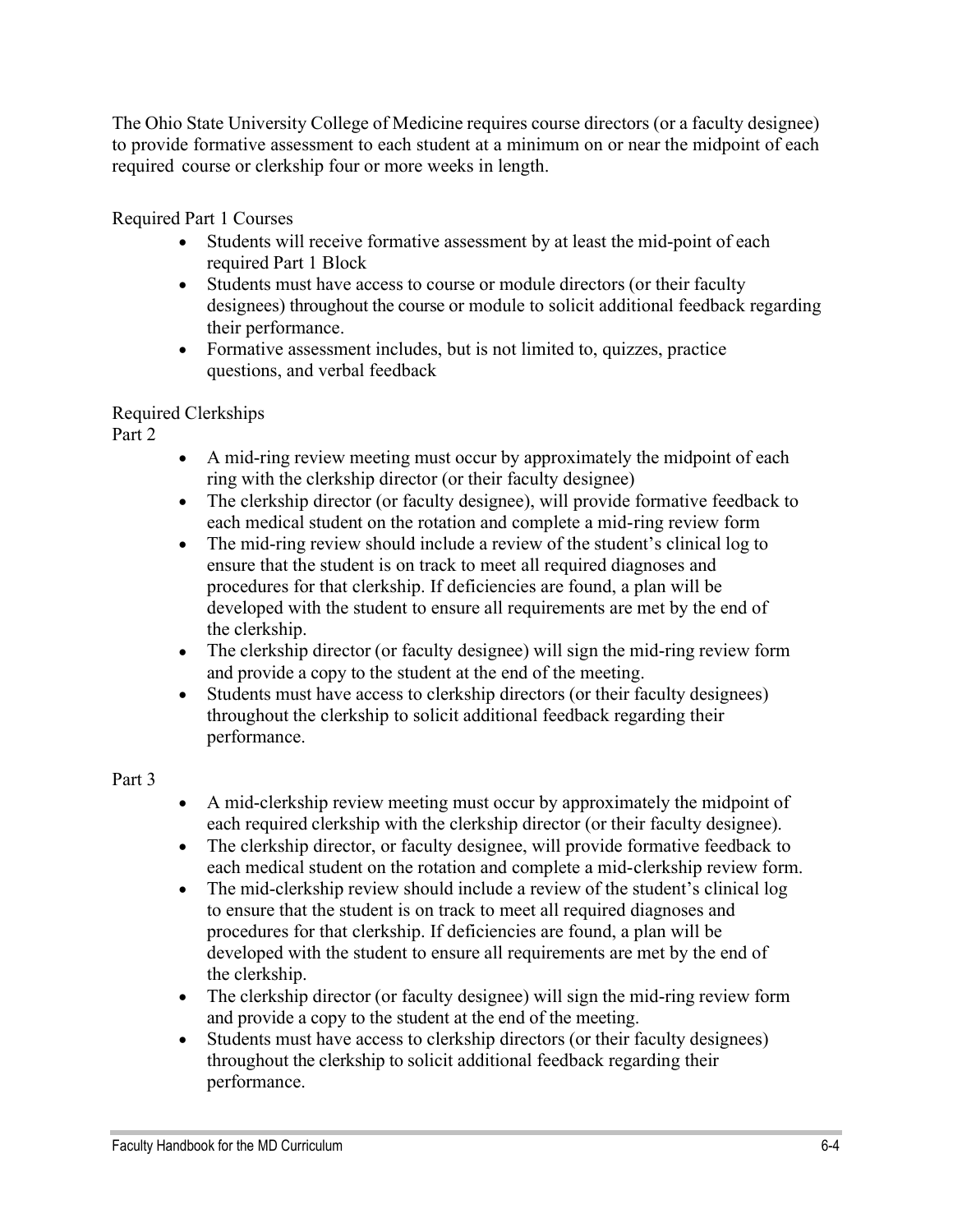The Ohio State University College of Medicine requires course directors (or a faculty designee) to provide formative assessment to each student at a minimum on or near the midpoint of each required course or clerkship four or more weeks in length.

Required Part 1 Courses

- Students will receive formative assessment by at least the mid-point of each required Part 1 Block
- Students must have access to course or module directors (or their faculty designees) throughout the course or module to solicit additional feedback regarding their performance.
- Formative assessment includes, but is not limited to, quizzes, practice questions, and verbal feedback

Required Clerkships

Part 2

- A mid-ring review meeting must occur by approximately the midpoint of each ring with the clerkship director (or their faculty designee)
- The clerkship director (or faculty designee), will provide formative feedback to each medical student on the rotation and complete a mid-ring review form
- The mid-ring review should include a review of the student's clinical log to ensure that the student is on track to meet all required diagnoses and procedures for that clerkship. If deficiencies are found, a plan will be developed with the student to ensure all requirements are met by the end of the clerkship.
- The clerkship director (or faculty designee) will sign the mid-ring review form and provide a copy to the student at the end of the meeting.
- Students must have access to clerkship directors (or their faculty designees) throughout the clerkship to solicit additional feedback regarding their performance.

Part 3

- A mid-clerkship review meeting must occur by approximately the midpoint of each required clerkship with the clerkship director (or their faculty designee).
- The clerkship director, or faculty designee, will provide formative feedback to each medical student on the rotation and complete a mid-clerkship review form.
- The mid-clerkship review should include a review of the student's clinical log to ensure that the student is on track to meet all required diagnoses and procedures for that clerkship. If deficiencies are found, a plan will be developed with the student to ensure all requirements are met by the end of the clerkship.
- The clerkship director (or faculty designee) will sign the mid-ring review form and provide a copy to the student at the end of the meeting.
- Students must have access to clerkship directors (or their faculty designees) throughout the clerkship to solicit additional feedback regarding their performance.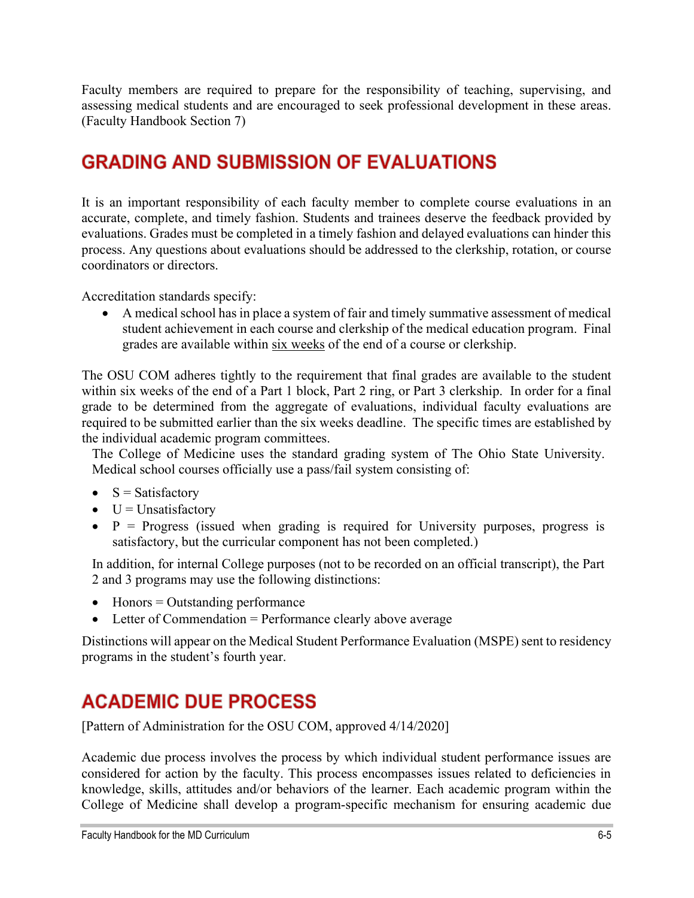Faculty members are required to prepare for the responsibility of teaching, supervising, and assessing medical students and are encouraged to seek professional development in these areas. (Faculty Handbook Section 7)

## GRADING AND SUBMISSION OF EVALUATIONS

It is an important responsibility of each faculty member to complete course evaluations in an accurate, complete, and timely fashion. Students and trainees deserve the feedback provided by evaluations. Grades must be completed in a timely fashion and delayed evaluations can hinder this process. Any questions about evaluations should be addressed to the clerkship, rotation, or course coordinators or directors.

Accreditation standards specify:

- A medical school has in place a system of fair and timely summative assessment of medical student achievement in each course and clerkship of the medical education program. Final grades are available within <u>six weeks</u> of the end of a course or clerkship.

The OSU COM adheres tightly to the requirement that final grades are available to the student within six weeks of the end of a Part 1 block, Part 2 ring, or Part 3 clerkship. In order for a final grade to be determined from the aggregate of evaluations, individual faculty evaluations are required to be submitted earlier than the six weeks deadline. The specific times are established by the individual academic program committees.

The College of Medicine uses the standard grading system of The Ohio State University. Medical school courses officially use a pass/fail system consisting of:

- S = Satisfactory
- U = Unsatisfactory
- P = Progress (issued when grading is required for University purposes, progress is satisfactory, but the curricular component has not been completed.)

In addition, for internal College purposes (not to be recorded on an official transcript), the Part 2 and 3 programs may use the following distinctions:

- Honors = Outstanding performance
- Letter of Commendation = Performance clearly above average

Distinctions will appear on the Medical Student Performance Evaluation (MSPE) sent to residency programs in the student's fourth year.

## ACADEMIC DUE PROCESS

[Pattern of Administration for the OSU COM, approved 4/14/2020]

Academic due process involves the process by which individual student performance issues are considered for action by the faculty. This process encompasses issues related to deficiencies in knowledge, skills, attitudes and/or behaviors of the learner. Each academic program within the College of Medicine shall develop a program-specific mechanism for ensuring academic due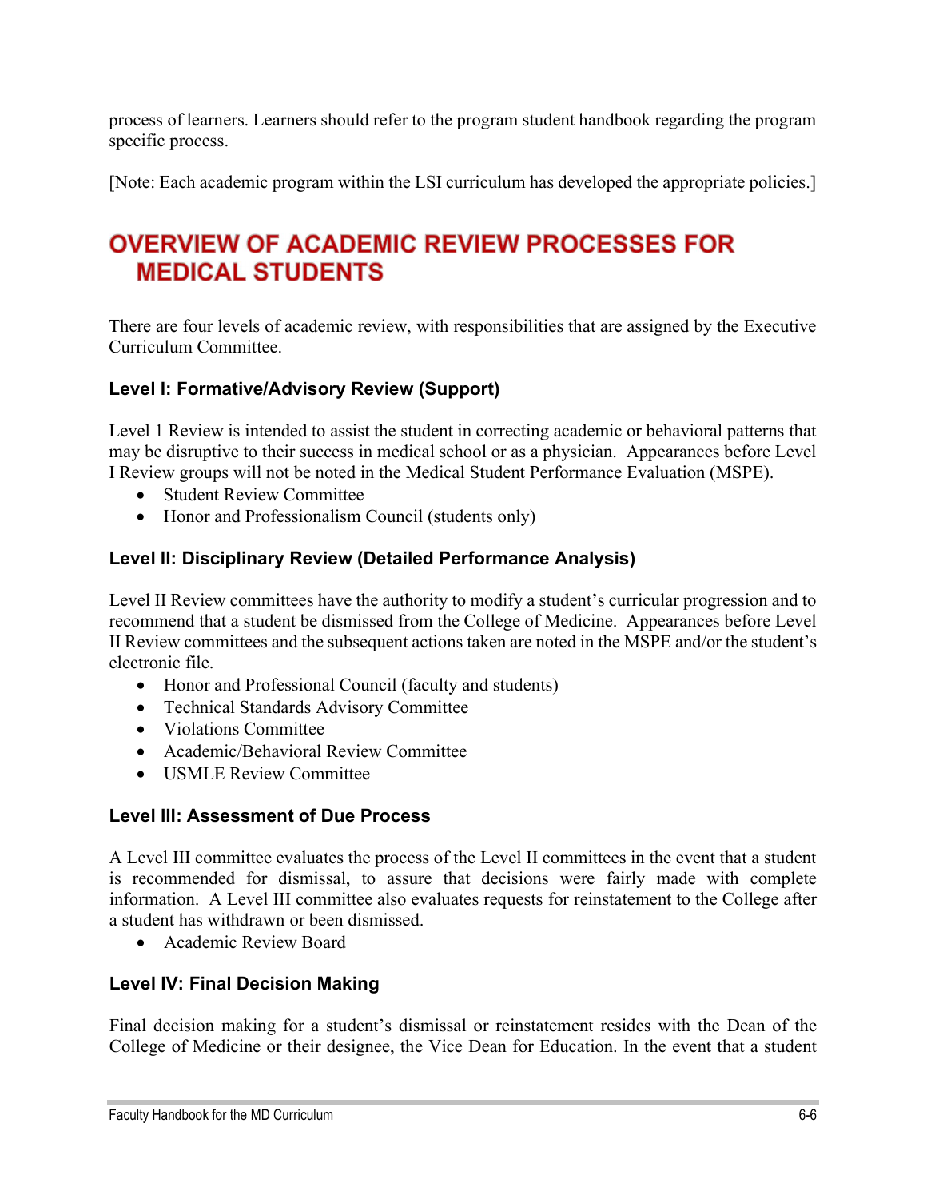process of learners. Learners should refer to the program student handbook regarding the program specific process.

[Note: Each academic program within the LSI curriculum has developed the appropriate policies.]

## OVERVIEW OF ACADEMIC REVIEW PROCESSES FOR MEDICAL STUDENTS

There are four levels of academic review, with responsibilities that are assigned by the Executive Curriculum Committee.

### Level I: Formative/Advisory Review (Support)

Level 1 Review is intended to assist the student in correcting academic or behavioral patterns that may be disruptive to their success in medical school or as a physician. Appearances before Level I Review groups will not be noted in the Medical Student Performance Evaluation (MSPE).

- Student Review Committee
- Honor and Professionalism Council (students only)

### Level II: Disciplinary Review (Detailed Performance Analysis)

Level II Review committees have the authority to modify a student's curricular progression and to recommend that a student be dismissed from the College of Medicine. Appearances before Level II Review committees and the subsequent actions taken are noted in the MSPE and/or the student's electronic file.

- Honor and Professional Council (faculty and students)
- Technical Standards Advisory Committee
- Violations Committee
- Academic/Behavioral Review Committee
- USMLE Review Committee

### Level III: Assessment of Due Process

A Level III committee evaluates the process of the Level II committees in the event that a student is recommended for dismissal, to assure that decisions were fairly made with complete information. A Level III committee also evaluates requests for reinstatement to the College after a student has withdrawn or been dismissed.

- Academic Review Board

### Level IV: Final Decision Making

Final decision making for a student's dismissal or reinstatement resides with the Dean of the College of Medicine or their designee, the Vice Dean for Education. In the event that a student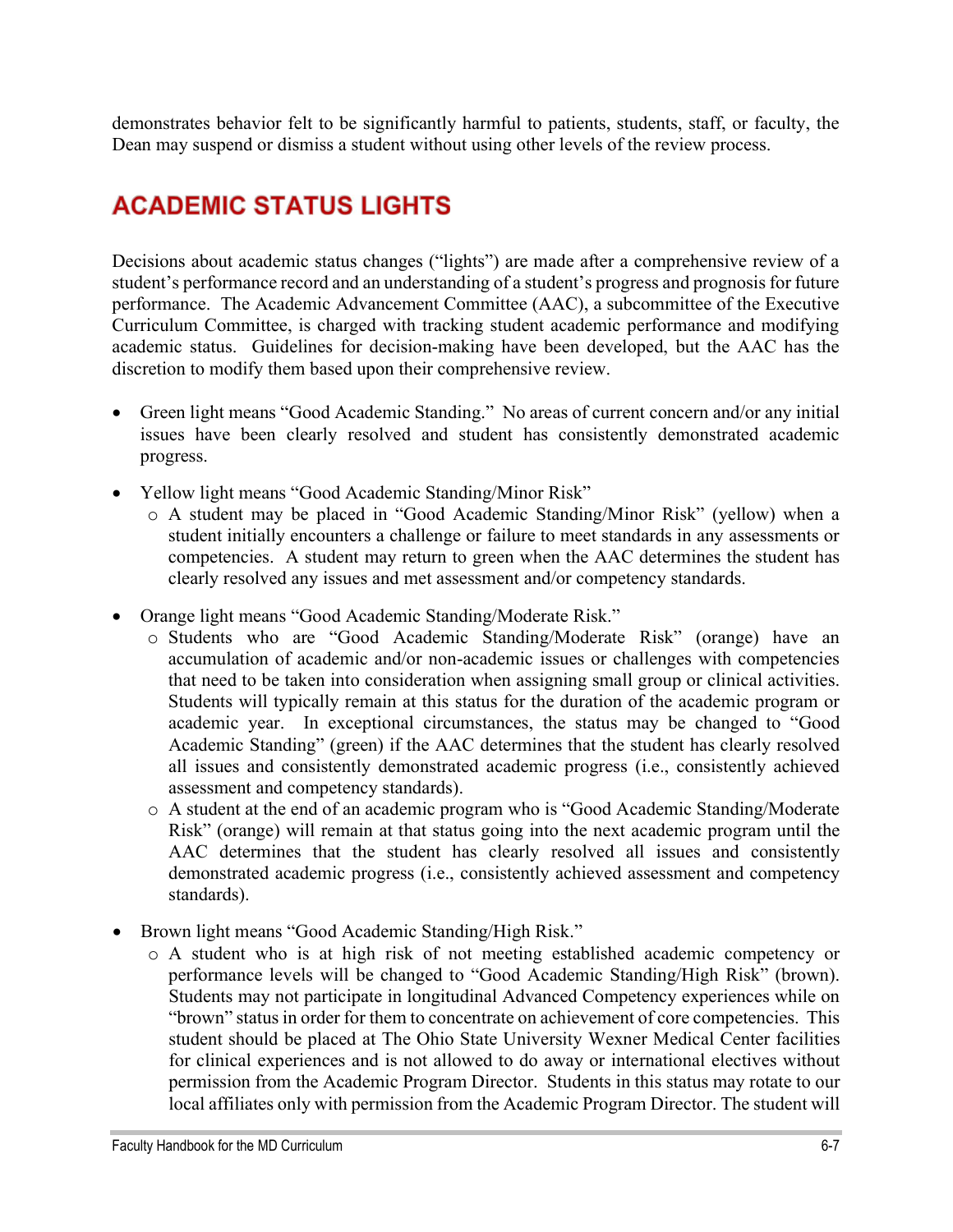demonstrates behavior felt to be significantly harmful to patients, students, staff, or faculty, the Dean may suspend or dismiss a student without using other levels of the review process.

## ACADEMIC STATUS LIGHTS

Decisions about academic status changes ("lights") are made after a comprehensive review of a student's performance record and an understanding of a student's progress and prognosis for future performance. The Academic Advancement Committee (AAC), a subcommittee of the Executive Curriculum Committee, is charged with tracking student academic performance and modifying academic status. Guidelines for decision-making have been developed, but the AAC has the discretion to modify them based upon their comprehensive review.

- Green light means "Good Academic Standing." No areas of current concern and/or any initial issues have been clearly resolved and student has consistently demonstrated academic progress.

- Yellow light means "Good Academic Standing/Minor Risk"
  - A student may be placed in "Good Academic Standing/Minor Risk" (yellow) when a student initially encounters a challenge or failure to meet standards in any assessments or competencies. A student may return to green when the AAC determines the student has clearly resolved any issues and met assessment and/or competency standards.

- Orange light means "Good Academic Standing/Moderate Risk."
  - Students who are "Good Academic Standing/Moderate Risk" (orange) have an accumulation of academic and/or non-academic issues or challenges with competencies that need to be taken into consideration when assigning small group or clinical activities. Students will typically remain at this status for the duration of the academic program or academic year. In exceptional circumstances, the status may be changed to "Good Academic Standing" (green) if the AAC determines that the student has clearly resolved all issues and consistently demonstrated academic progress (i.e., consistently achieved assessment and competency standards).
  - A student at the end of an academic program who is "Good Academic Standing/Moderate Risk" (orange) will remain at that status going into the next academic program until the AAC determines that the student has clearly resolved all issues and consistently demonstrated academic progress (i.e., consistently achieved assessment and competency standards).

- Brown light means "Good Academic Standing/High Risk."
  - A student who is at high risk of not meeting established academic competency or performance levels will be changed to "Good Academic Standing/High Risk" (brown). Students may not participate in longitudinal Advanced Competency experiences while on "brown" status in order for them to concentrate on achievement of core competencies. This student should be placed at The Ohio State University Wexner Medical Center facilities for clinical experiences and is not allowed to do away or international electives without permission from the Academic Program Director. Students in this status may rotate to our local affiliates only with permission from the Academic Program Director. The student will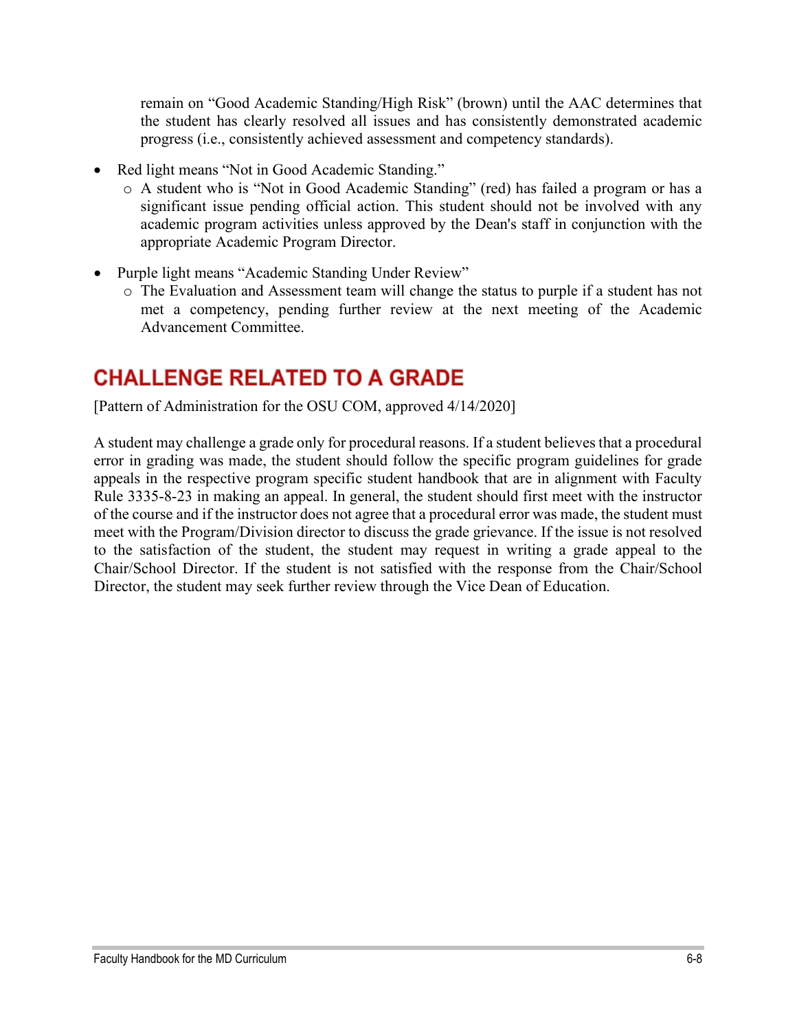remain on "Good Academic Standing/High Risk" (brown) until the AAC determines that the student has clearly resolved all issues and has consistently demonstrated academic progress (i.e., consistently achieved assessment and competency standards).

- Red light means "Not in Good Academic Standing."
  - A student who is "Not in Good Academic Standing" (red) has failed a program or has a significant issue pending official action. This student should not be involved with any academic program activities unless approved by the Dean's staff in conjunction with the appropriate Academic Program Director.
- Purple light means "Academic Standing Under Review"
  - The Evaluation and Assessment team will change the status to purple if a student has not met a competency, pending further review at the next meeting of the Academic Advancement Committee.

## CHALLENGE RELATED TO A GRADE

[Pattern of Administration for the OSU COM, approved 4/14/2020]

A student may challenge a grade only for procedural reasons. If a student believes that a procedural error in grading was made, the student should follow the specific program guidelines for grade appeals in the respective program specific student handbook that are in alignment with Faculty Rule 3335-8-23 in making an appeal. In general, the student should first meet with the instructor of the course and if the instructor does not agree that a procedural error was made, the student must meet with the Program/Division director to discuss the grade grievance. If the issue is not resolved to the satisfaction of the student, the student may request in writing a grade appeal to the Chair/School Director. If the student is not satisfied with the response from the Chair/School Director, the student may seek further review through the Vice Dean of Education.